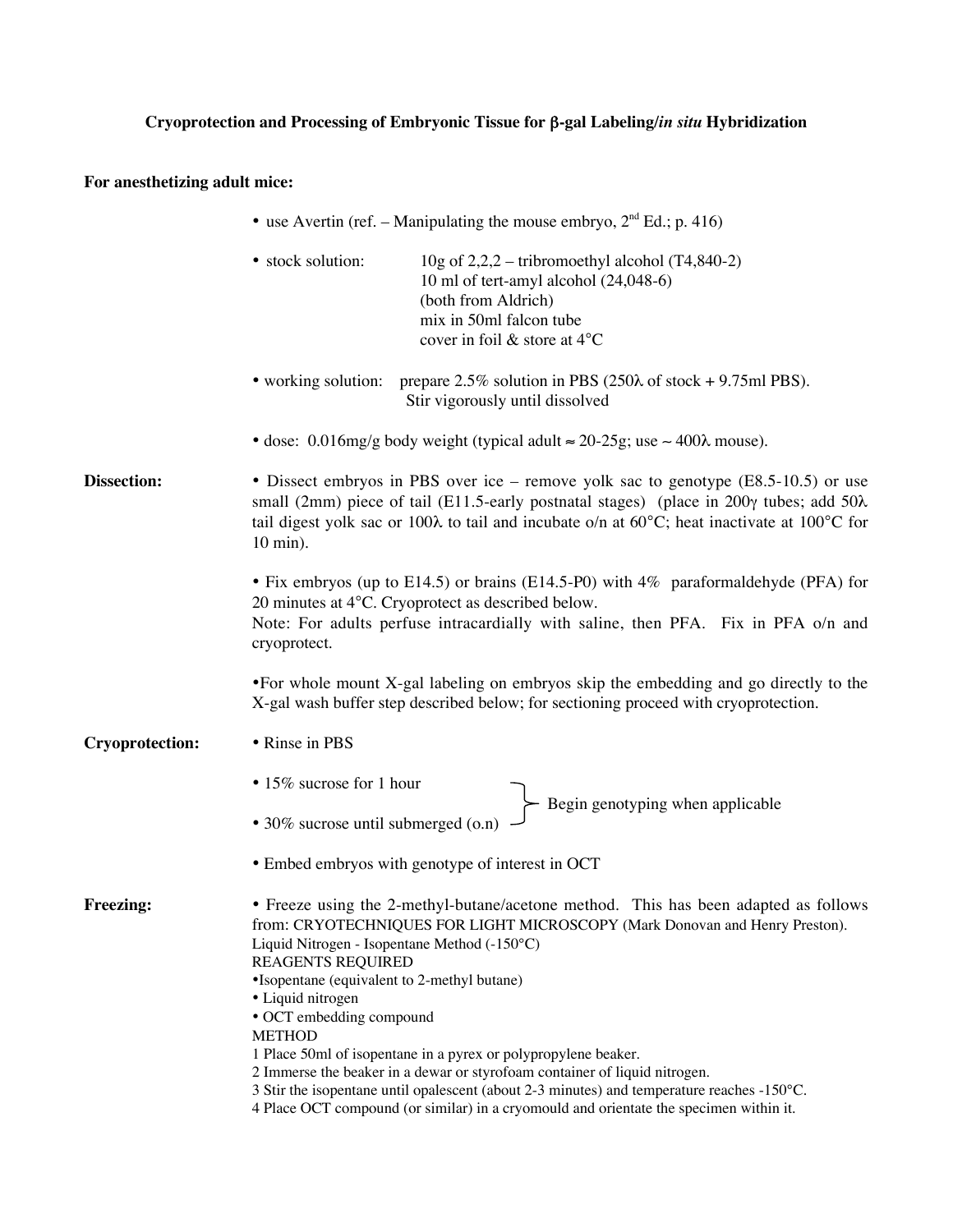# Cryoprotection and Processing of Embryonic Tissue for β-gal Labeling/*in situ* Hybridization

**For anesthetizing adult mice:**

- use Avertin (ref. – Manipulating the mouse embryo, 2nd Ed.; p. 416)
- stock solution: 10g of 2,2,2 – tribromoethyl alcohol (T4,840-2)
  10 ml of tert-amyl alcohol (24,048-6)
  (both from Aldrich)
  mix in 50ml falcon tube
  cover in foil & store at 4°C
- working solution: prepare 2.5% solution in PBS (250λ of stock + 9.75ml PBS). Stir vigorously until dissolved
- dose: 0.016mg/g body weight (typical adult ≈ 20-25g; use ~ 400λ mouse).

**Dissection:**

- Dissect embryos in PBS over ice – remove yolk sac to genotype (E8.5-10.5) or use small (2mm) piece of tail (E11.5-early postnatal stages) (place in 200γ tubes; add 50λ tail digest yolk sac or 100λ to tail and incubate o/n at 60°C; heat inactivate at 100°C for 10 min).
- Fix embryos (up to E14.5) or brains (E14.5-P0) with 4% paraformaldehyde (PFA) for 20 minutes at 4°C. Cryoprotect as described below.
  Note: For adults perfuse intracardially with saline, then PFA. Fix in PFA o/n and cryoprotect.
- For whole mount X-gal labeling on embryos skip the embedding and go directly to the X-gal wash buffer step described below; for sectioning proceed with cryoprotection.

**Cryoprotection:**

- Rinse in PBS
- 15% sucrose for 1 hour
- 30% sucrose until submerged (o.n)

  } Begin genotyping when applicable
- Embed embryos with genotype of interest in OCT

**Freezing:**

- Freeze using the 2-methyl-butane/acetone method. This has been adapted as follows from: CRYOTECHNIQUES FOR LIGHT MICROSCOPY (Mark Donovan and Henry Preston).

Liquid Nitrogen - Isopentane Method (-150°C)

REAGENTS REQUIRED

- Isopentane (equivalent to 2-methyl butane)
- Liquid nitrogen
- OCT embedding compound

METHOD

1 Place 50ml of isopentane in a pyrex or polypropylene beaker.
2 Immerse the beaker in a dewar or styrofoam container of liquid nitrogen.
3 Stir the isopentane until opalescent (about 2-3 minutes) and temperature reaches -150°C.
4 Place OCT compound (or similar) in a cryomould and orientate the specimen within it.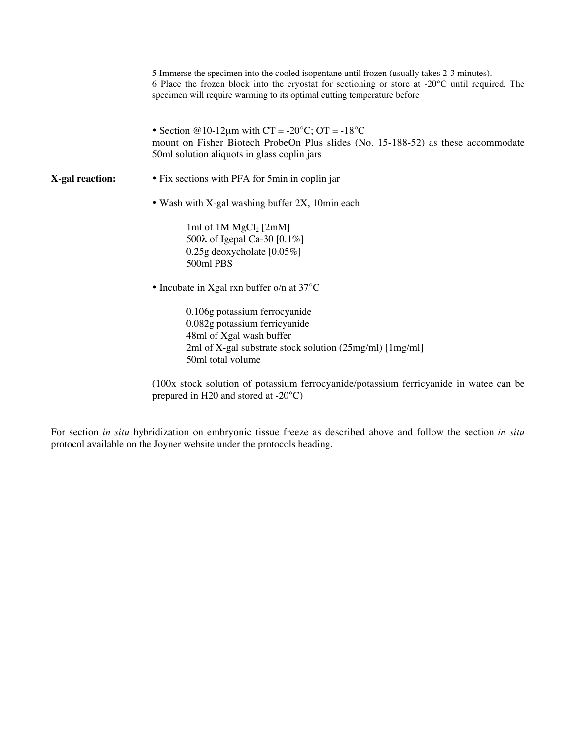5 Immerse the specimen into the cooled isopentane until frozen (usually takes 2-3 minutes).
6 Place the frozen block into the cryostat for sectioning or store at -20°C until required. The specimen will require warming to its optimal cutting temperature before

- Section @10-12μm with CT = -20°C; OT = -18°C
  mount on Fisher Biotech ProbeOn Plus slides (No. 15-188-52) as these accommodate 50ml solution aliquots in glass coplin jars

**X-gal reaction:**

- Fix sections with PFA for 5min in coplin jar

- Wash with X-gal washing buffer 2X, 10min each

  1ml of 1M $MgCl_2$ [2mM]
  500λ of Igepal Ca-30 [0.1%]
  0.25g deoxycholate [0.05%]
  500ml PBS

- Incubate in Xgal rxn buffer o/n at 37°C

  0.106g potassium ferrocyanide
  0.082g potassium ferricyanide
  48ml of Xgal wash buffer
  2ml of X-gal substrate stock solution (25mg/ml) [1mg/ml]
  50ml total volume

(100x stock solution of potassium ferrocyanide/potassium ferricyanide in watee can be prepared in H20 and stored at -20°C)

For section *in situ* hybridization on embryonic tissue freeze as described above and follow the section *in situ* protocol available on the Joyner website under the protocols heading.